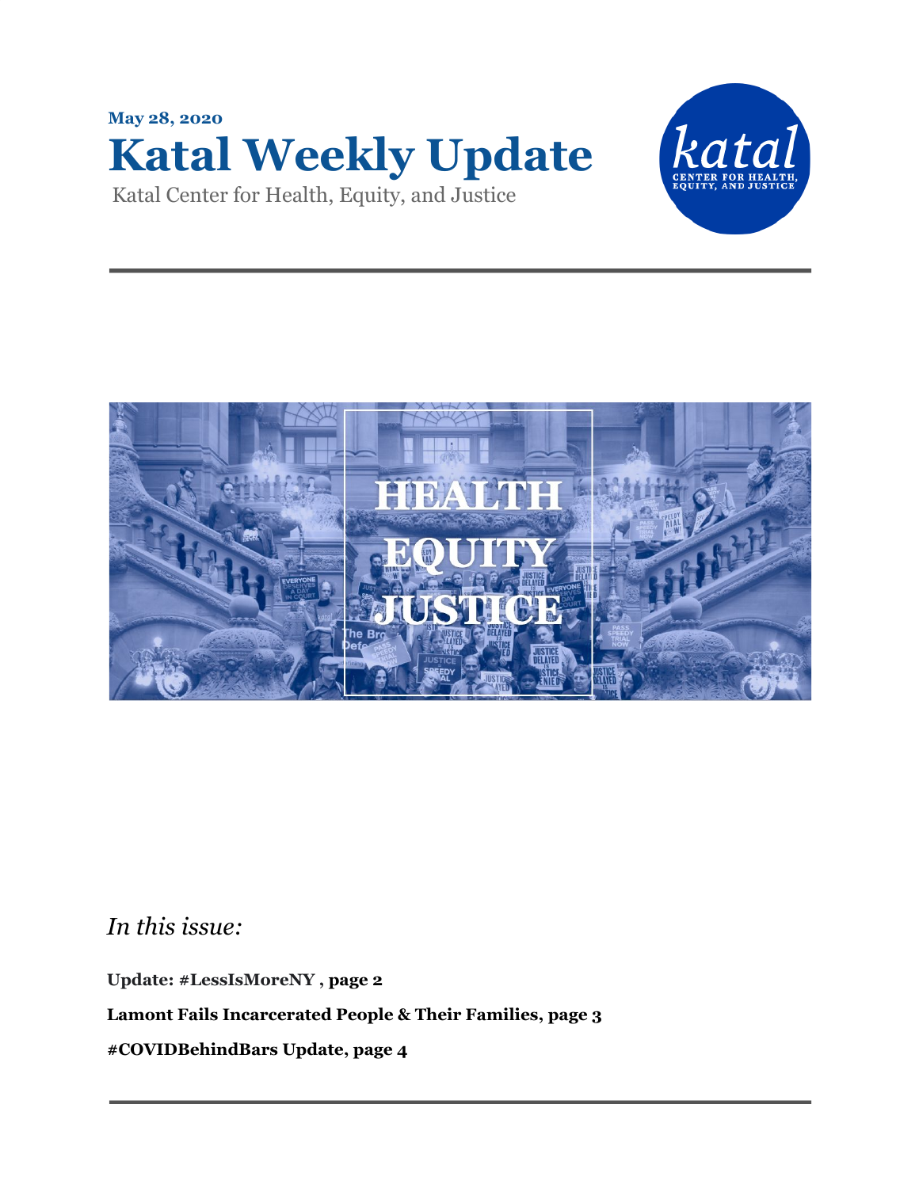**May 28, 2020**

# Katal Weekly Update

Katal Center for Health, Equity, and Justice

*In this issue:*

**Update: #LessIsMoreNY , page 2**

**Lamont Fails Incarcerated People & Their Families, page 3**

**#COVIDBehindBars Update, page 4**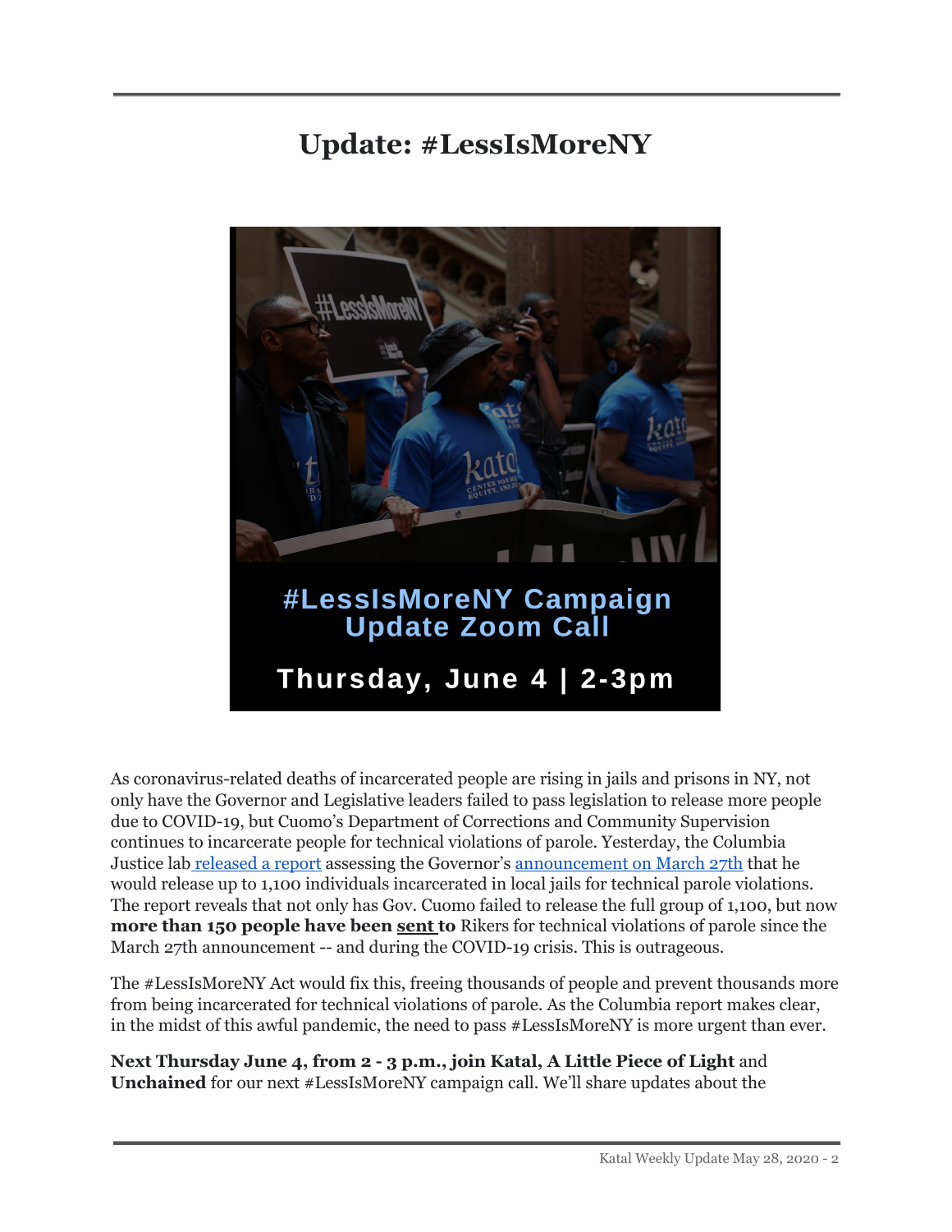# Update: #LessIsMoreNY

#LessIsMoreNY Campaign Update Zoom Call

Thursday, June 4 | 2-3pm

As coronavirus-related deaths of incarcerated people are rising in jails and prisons in NY, not only have the Governor and Legislative leaders failed to pass legislation to release more people due to COVID-19, but Cuomo's Department of Corrections and Community Supervision continues to incarcerate people for technical violations of parole. Yesterday, the Columbia Justice lab released a report assessing the Governor's announcement on March 27th that he would release up to 1,100 individuals incarcerated in local jails for technical parole violations. The report reveals that not only has Gov. Cuomo failed to release the full group of 1,100, but now **more than 150 people have been sent to** Rikers for technical violations of parole since the March 27th announcement -- and during the COVID-19 crisis. This is outrageous.

The #LessIsMoreNY Act would fix this, freeing thousands of people and prevent thousands more from being incarcerated for technical violations of parole. As the Columbia report makes clear, in the midst of this awful pandemic, the need to pass #LessIsMoreNY is more urgent than ever.

**Next Thursday June 4, from 2 - 3 p.m., join Katal, A Little Piece of Light** and **Unchained** for our next #LessIsMoreNY campaign call. We'll share updates about the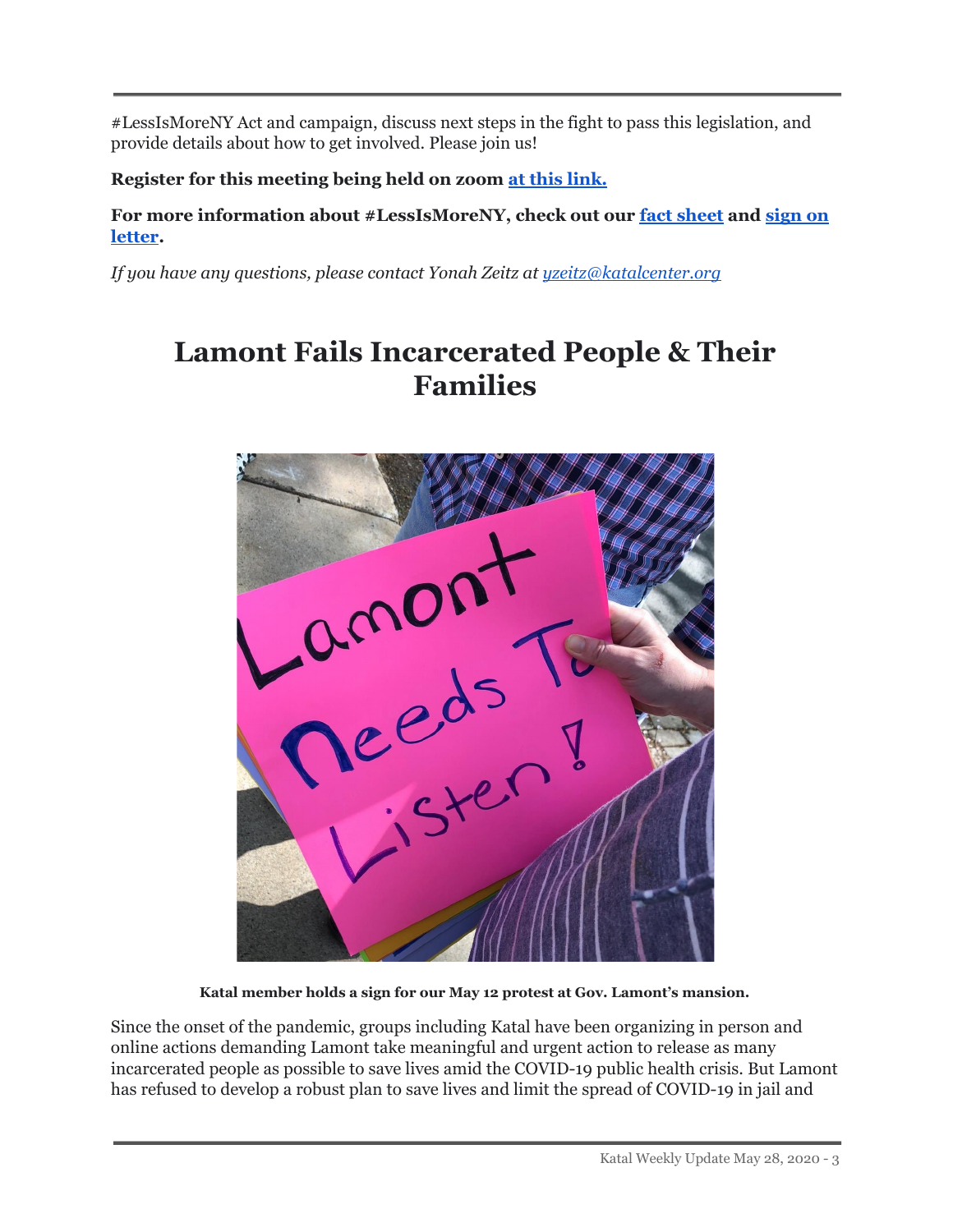#LessIsMoreNY Act and campaign, discuss next steps in the fight to pass this legislation, and provide details about how to get involved. Please join us!

**Register for this meeting being held on zoom [at this link.]**

**For more information about #LessIsMoreNY, check out our [fact sheet] and [sign on letter].**

*If you have any questions, please contact Yonah Zeitz at yzeitz@katalcenter.org*

# Lamont Fails Incarcerated People & Their Families

**Katal member holds a sign for our May 12 protest at Gov. Lamont's mansion.**

Since the onset of the pandemic, groups including Katal have been organizing in person and online actions demanding Lamont take meaningful and urgent action to release as many incarcerated people as possible to save lives amid the COVID-19 public health crisis. But Lamont has refused to develop a robust plan to save lives and limit the spread of COVID-19 in jail and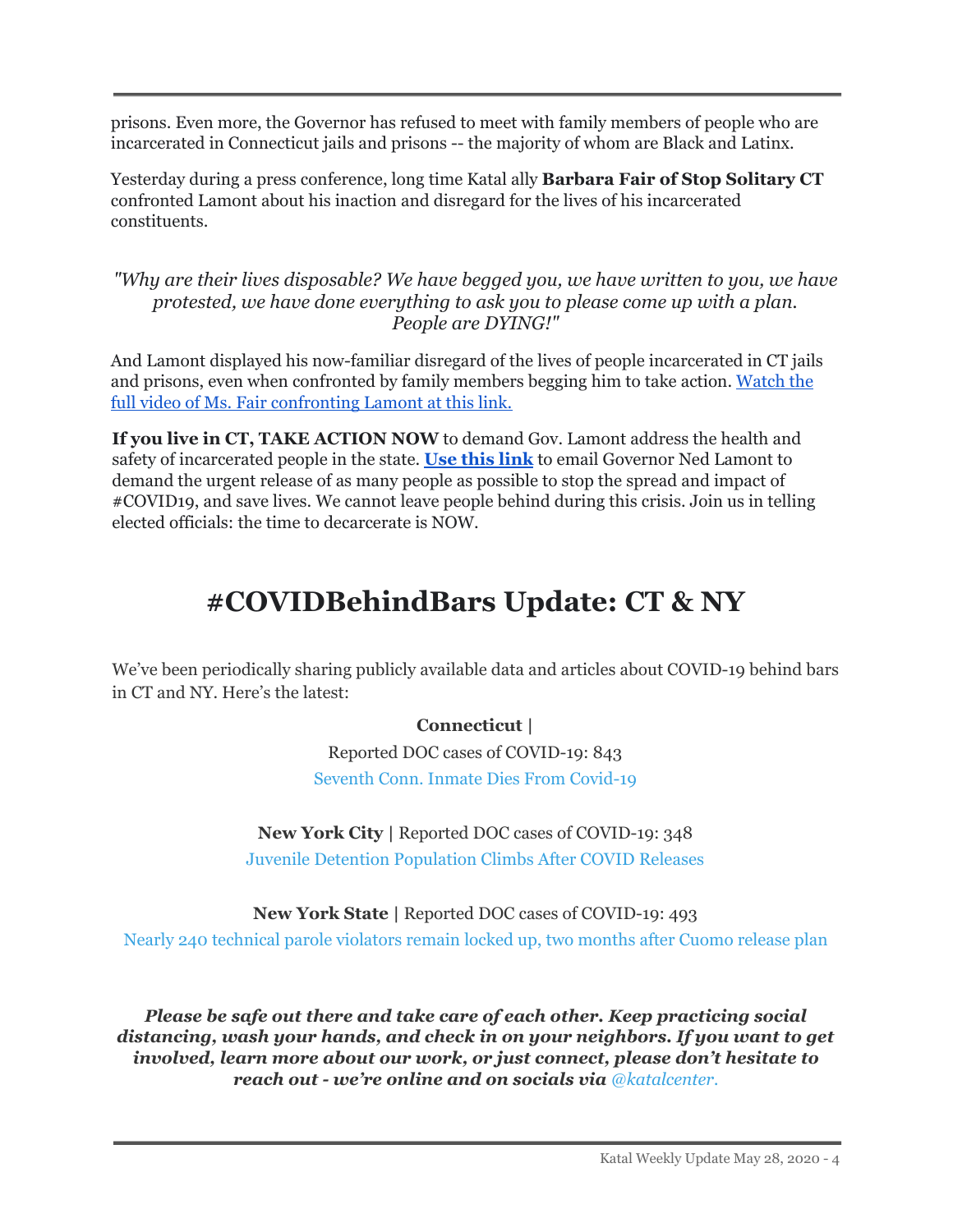prisons. Even more, the Governor has refused to meet with family members of people who are incarcerated in Connecticut jails and prisons -- the majority of whom are Black and Latinx.

Yesterday during a press conference, long time Katal ally **Barbara Fair of Stop Solitary CT** confronted Lamont about his inaction and disregard for the lives of his incarcerated constituents.

*"Why are their lives disposable? We have begged you, we have written to you, we have protested, we have done everything to ask you to please come up with a plan. People are DYING!"*

And Lamont displayed his now-familiar disregard of the lives of people incarcerated in CT jails and prisons, even when confronted by family members begging him to take action. Watch the full video of Ms. Fair confronting Lamont at this link.

**If you live in CT, TAKE ACTION NOW** to demand Gov. Lamont address the health and safety of incarcerated people in the state. **Use this link** to email Governor Ned Lamont to demand the urgent release of as many people as possible to stop the spread and impact of #COVID19, and save lives. We cannot leave people behind during this crisis. Join us in telling elected officials: the time to decarcerate is NOW.

# #COVIDBehindBars Update: CT & NY

We've been periodically sharing publicly available data and articles about COVID-19 behind bars in CT and NY. Here's the latest:

**Connecticut |**
Reported DOC cases of COVID-19: 843
Seventh Conn. Inmate Dies From Covid-19

**New York City |** Reported DOC cases of COVID-19: 348
Juvenile Detention Population Climbs After COVID Releases

**New York State |** Reported DOC cases of COVID-19: 493
Nearly 240 technical parole violators remain locked up, two months after Cuomo release plan

***Please be safe out there and take care of each other. Keep practicing social distancing, wash your hands, and check in on your neighbors. If you want to get involved, learn more about our work, or just connect, please don't hesitate to reach out - we're online and on socials via @katalcenter.***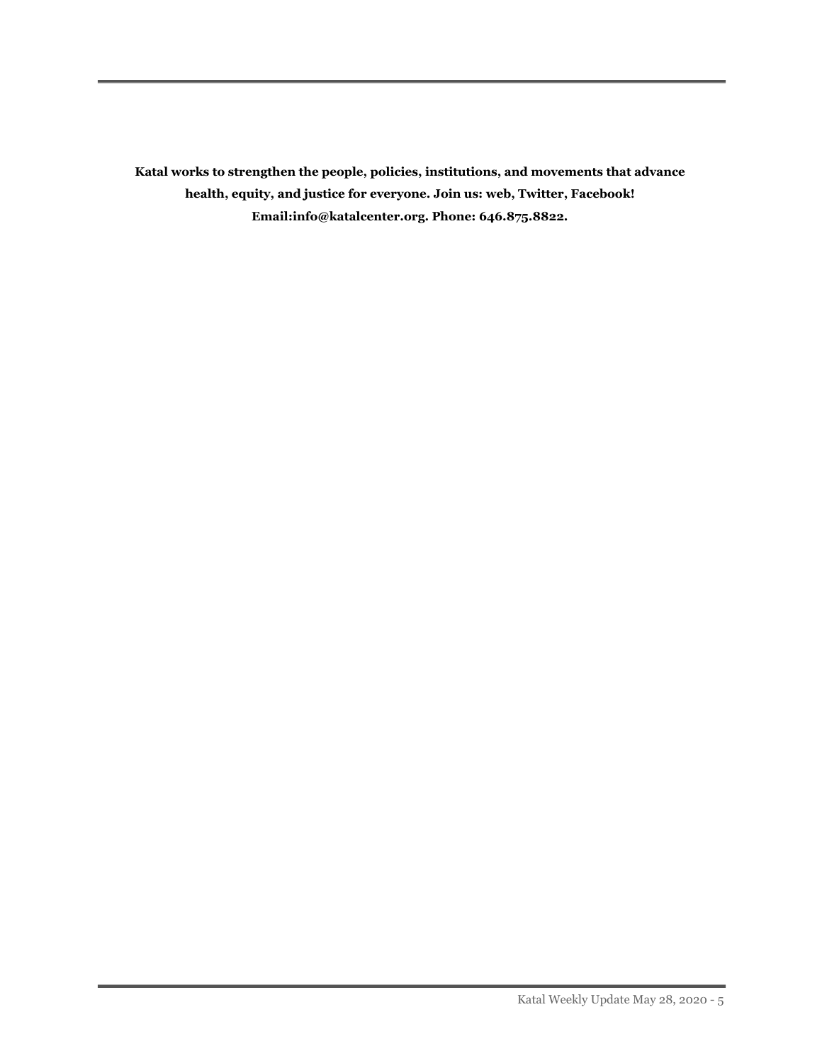**Katal works to strengthen the people, policies, institutions, and movements that advance health, equity, and justice for everyone. Join us: web, Twitter, Facebook! Email:info@katalcenter.org. Phone: 646.875.8822.**